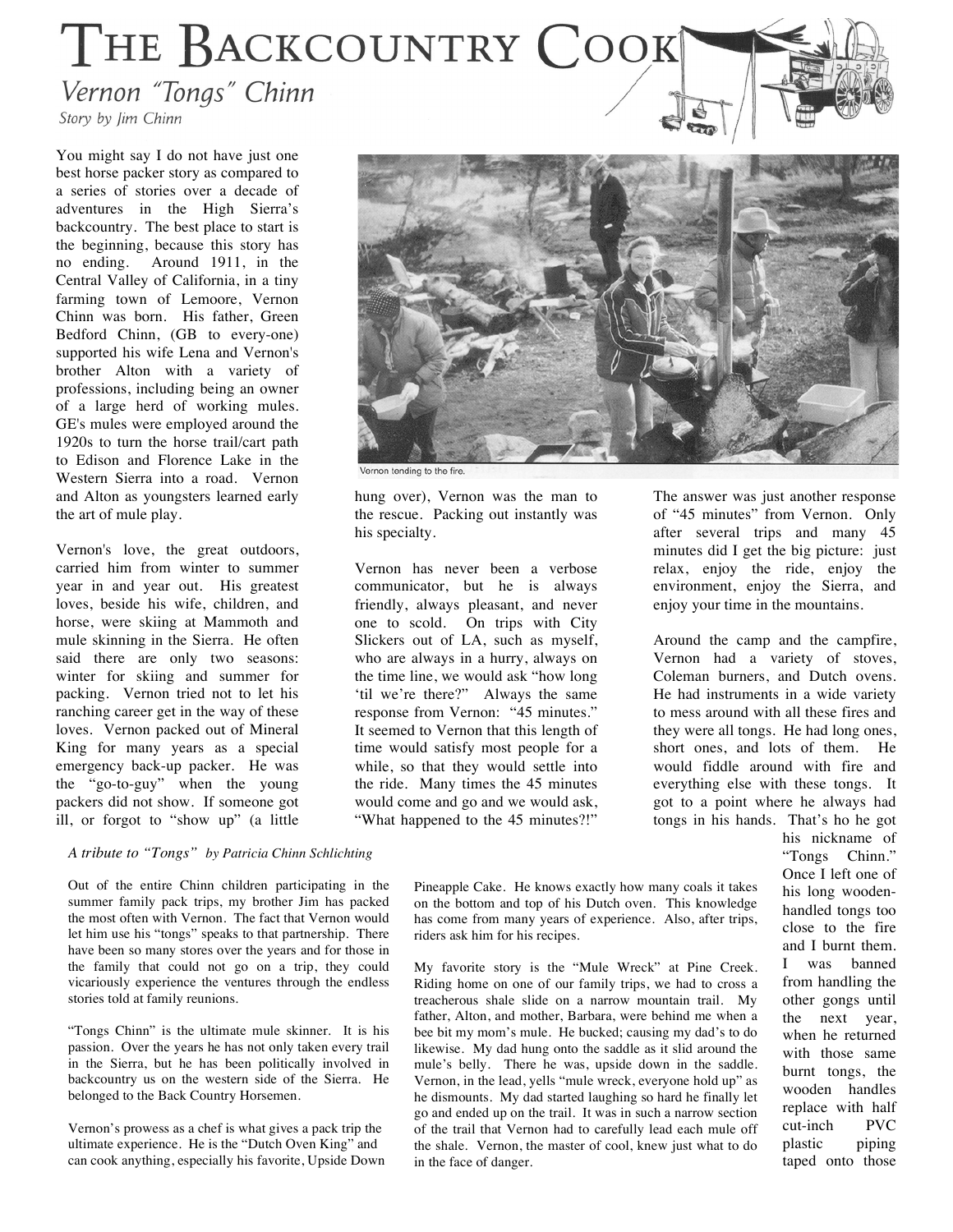# The Backcountry Cook

## *Vernon "Tongs" Chinn*

*Story by Jim Chinn*

You might say I do not have just one best horse packer story as compared to a series of stories over a decade of adventures in the High Sierra's backcountry. The best place to start is the beginning, because this story has no ending. Around 1911, in the Central Valley of California, in a tiny farming town of Lemoore, Vernon Chinn was born. His father, Green Bedford Chinn, (GB to every-one) supported his wife Lena and Vernon's brother Alton with a variety of professions, including being an owner of a large herd of working mules. GE's mules were employed around the 1920s to turn the horse trail/cart path to Edison and Florence Lake in the Western Sierra into a road. Vernon and Alton as youngsters learned early the art of mule play.

Vernon tending to the fire.

Vernon's love, the great outdoors, carried him from winter to summer year in and year out. His greatest loves, beside his wife, children, and horse, were skiing at Mammoth and mule skinning in the Sierra. He often said there are only two seasons: winter for skiing and summer for packing. Vernon tried not to let his ranching career get in the way of these loves. Vernon packed out of Mineral King for many years as a special emergency back-up packer. He was the "go-to-guy" when the young packers did not show. If someone got ill, or forgot to "show up" (a little hung over), Vernon was the man to the rescue. Packing out instantly was his specialty.

Vernon has never been a verbose communicator, but he is always friendly, always pleasant, and never one to scold. On trips with City Slickers out of LA, such as myself, who are always in a hurry, always on the time line, we would ask "how long 'til we're there?" Always the same response from Vernon: "45 minutes." It seemed to Vernon that this length of time would satisfy most people for a while, so that they would settle into the ride. Many times the 45 minutes would come and go and we would ask, "What happened to the 45 minutes?!" The answer was just another response of "45 minutes" from Vernon. Only after several trips and many 45 minutes did I get the big picture: just relax, enjoy the ride, enjoy the environment, enjoy the Sierra, and enjoy your time in the mountains.

Around the camp and the campfire, Vernon had a variety of stoves, Coleman burners, and Dutch ovens. He had instruments in a wide variety to mess around with all these fires and they were all tongs. He had long ones, short ones, and lots of them. He would fiddle around with fire and everything else with these tongs. It got to a point where he always had tongs in his hands. That's ho he got his nickname of "Tongs Chinn." Once I left one of his long wooden-handled tongs too close to the fire and I burnt them. I was banned from handling the other gongs until the next year, when he returned with those same burnt tongs, the wooden handles replace with half cut-inch PVC plastic piping taped onto those

*A tribute to "Tongs" by Patricia Chinn Schlichting*

Out of the entire Chinn children participating in the summer family pack trips, my brother Jim has packed the most often with Vernon. The fact that Vernon would let him use his "tongs" speaks to that partnership. There have been so many stores over the years and for those in the family that could not go on a trip, they could vicariously experience the ventures through the endless stories told at family reunions.

"Tongs Chinn" is the ultimate mule skinner. It is his passion. Over the years he has not only taken every trail in the Sierra, but he has been politically involved in backcountry us on the western side of the Sierra. He belonged to the Back Country Horsemen.

Vernon's prowess as a chef is what gives a pack trip the ultimate experience. He is the "Dutch Oven King" and can cook anything, especially his favorite, Upside Down Pineapple Cake. He knows exactly how many coals it takes on the bottom and top of his Dutch oven. This knowledge has come from many years of experience. Also, after trips, riders ask him for his recipes.

My favorite story is the "Mule Wreck" at Pine Creek. Riding home on one of our family trips, we had to cross a treacherous shale slide on a narrow mountain trail. My father, Alton, and mother, Barbara, were behind me when a bee bit my mom's mule. He bucked; causing my dad's to do likewise. My dad hung onto the saddle as it slid around the mule's belly. There he was, upside down in the saddle. Vernon, in the lead, yells "mule wreck, everyone hold up" as he dismounts. My dad started laughing so hard he finally let go and ended up on the trail. It was in such a narrow section of the trail that Vernon had to carefully lead each mule off the shale. Vernon, the master of cool, knew just what to do in the face of danger.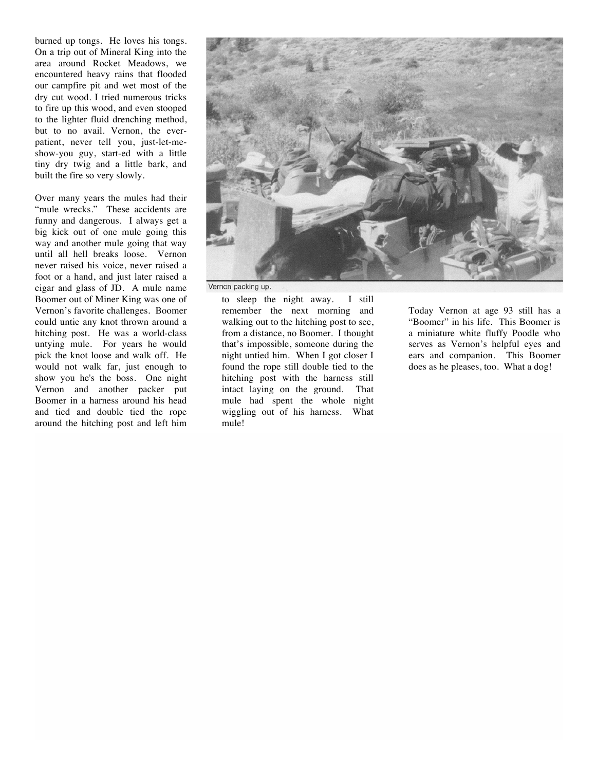burned up tongs. He loves his tongs. On a trip out of Mineral King into the area around Rocket Meadows, we encountered heavy rains that flooded our campfire pit and wet most of the dry cut wood. I tried numerous tricks to fire up this wood, and even stooped to the lighter fluid drenching method, but to no avail. Vernon, the ever-patient, never tell you, just-let-me-show-you guy, start-ed with a little tiny dry twig and a little bark, and built the fire so very slowly.

Over many years the mules had their "mule wrecks." These accidents are funny and dangerous. I always get a big kick out of one mule going this way and another mule going that way until all hell breaks loose. Vernon never raised his voice, never raised a foot or a hand, and just later raised a cigar and glass of JD. A mule name Boomer out of Miner King was one of Vernon's favorite challenges. Boomer could untie any knot thrown around a hitching post. He was a world-class untying mule. For years he would pick the knot loose and walk off. He would not walk far, just enough to show you he's the boss. One night Vernon and another packer put Boomer in a harness around his head and tied and double tied the rope around the hitching post and left him to sleep the night away. I still remember the next morning and walking out to the hitching post to see, from a distance, no Boomer. I thought that's impossible, someone during the night untied him. When I got closer I found the rope still double tied to the hitching post with the harness still intact laying on the ground. That mule had spent the whole night wiggling out of his harness. What mule!

Vernon packing up.

Today Vernon at age 93 still has a "Boomer" in his life. This Boomer is a miniature white fluffy Poodle who serves as Vernon's helpful eyes and ears and companion. This Boomer does as he pleases, too. What a dog!